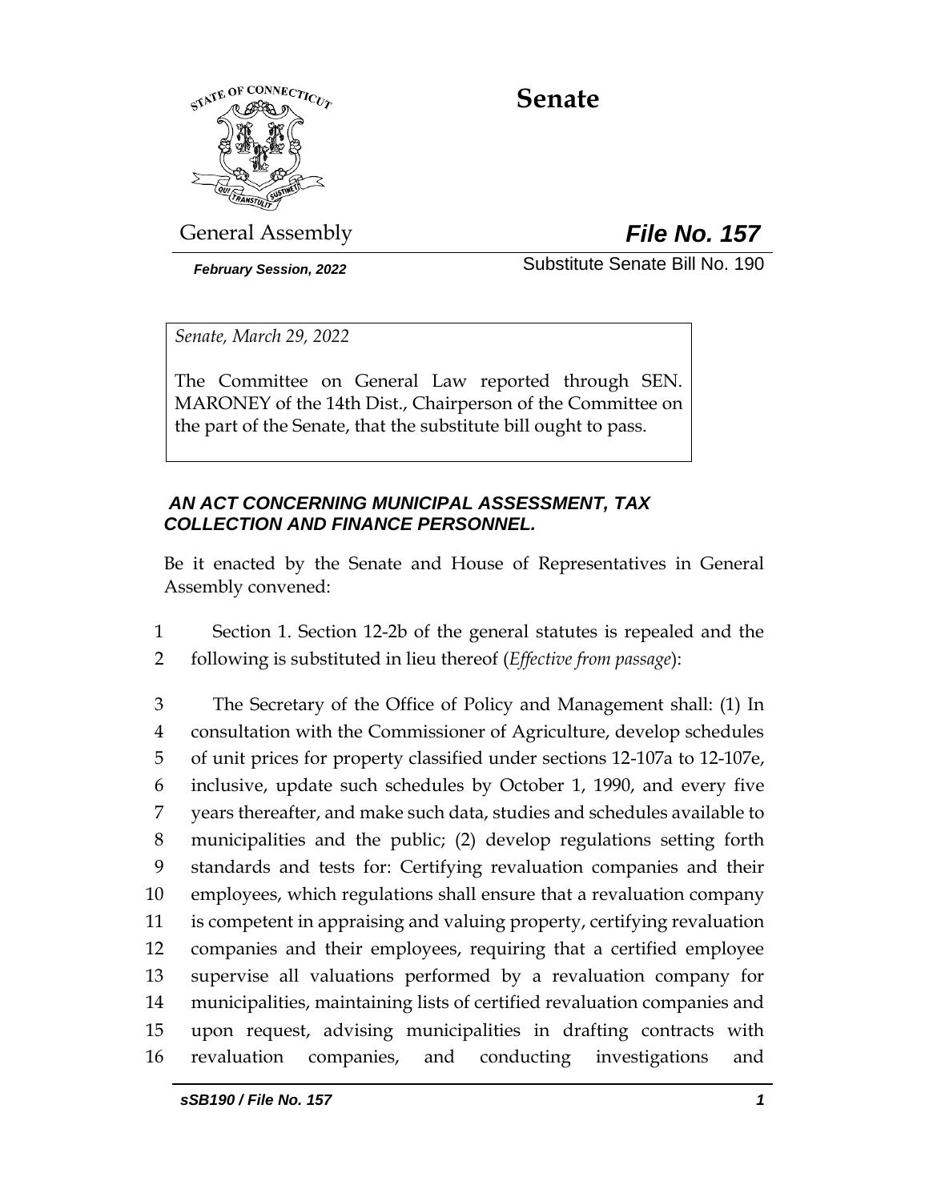# Senate

General Assembly

***File No. 157***

***February Session, 2022***

Substitute Senate Bill No. 190

*Senate, March 29, 2022*

The Committee on General Law reported through SEN. MARONEY of the 14th Dist., Chairperson of the Committee on the part of the Senate, that the substitute bill ought to pass.

## *AN ACT CONCERNING MUNICIPAL ASSESSMENT, TAX COLLECTION AND FINANCE PERSONNEL.*

Be it enacted by the Senate and House of Representatives in General Assembly convened:

1 Section 1. Section 12-2b of the general statutes is repealed and the
2 following is substituted in lieu thereof (*Effective from passage*):

3 The Secretary of the Office of Policy and Management shall: (1) In
4 consultation with the Commissioner of Agriculture, develop schedules
5 of unit prices for property classified under sections 12-107a to 12-107e,
6 inclusive, update such schedules by October 1, 1990, and every five
7 years thereafter, and make such data, studies and schedules available to
8 municipalities and the public; (2) develop regulations setting forth
9 standards and tests for: Certifying revaluation companies and their
10 employees, which regulations shall ensure that a revaluation company
11 is competent in appraising and valuing property, certifying revaluation
12 companies and their employees, requiring that a certified employee
13 supervise all valuations performed by a revaluation company for
14 municipalities, maintaining lists of certified revaluation companies and
15 upon request, advising municipalities in drafting contracts with
16 revaluation companies, and conducting investigations and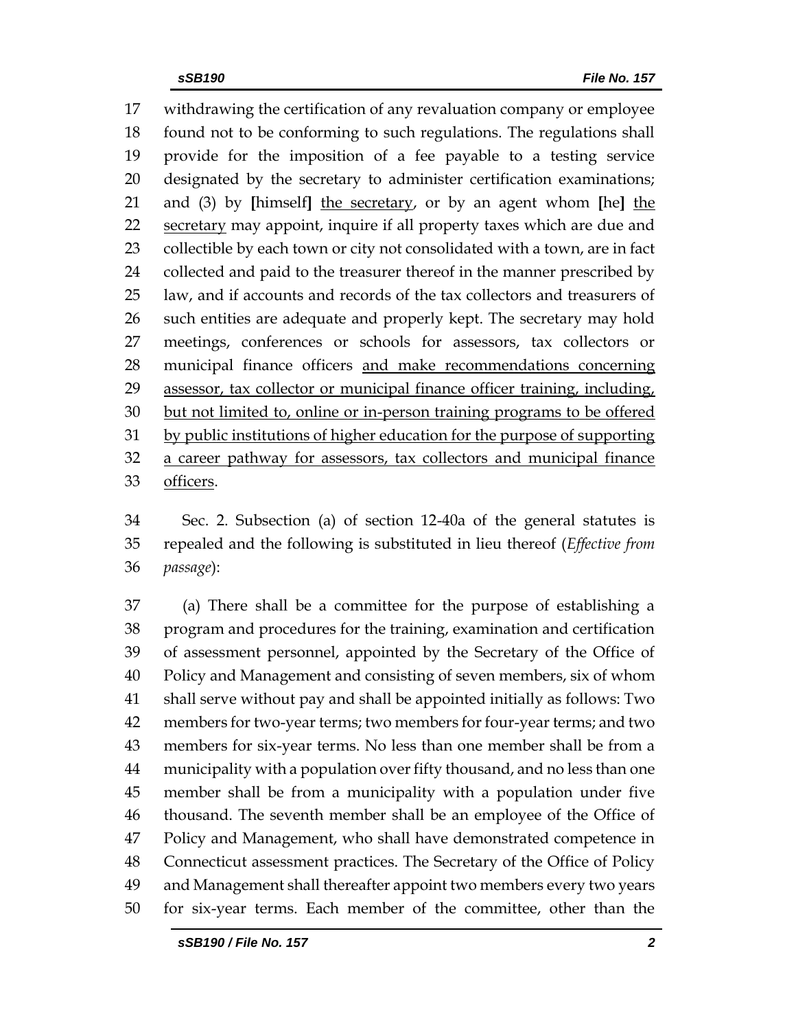withdrawing the certification of any revaluation company or employee found not to be conforming to such regulations. The regulations shall provide for the imposition of a fee payable to a testing service designated by the secretary to administer certification examinations; and (3) by [himself] <u>the secretary</u>, or by an agent whom [he] <u>the secretary</u> may appoint, inquire if all property taxes which are due and collectible by each town or city not consolidated with a town, are in fact collected and paid to the treasurer thereof in the manner prescribed by law, and if accounts and records of the tax collectors and treasurers of such entities are adequate and properly kept. The secretary may hold meetings, conferences or schools for assessors, tax collectors or municipal finance officers <u>and make recommendations concerning assessor, tax collector or municipal finance officer training, including, but not limited to, online or in-person training programs to be offered by public institutions of higher education for the purpose of supporting a career pathway for assessors, tax collectors and municipal finance officers</u>.

Sec. 2. Subsection (a) of section 12-40a of the general statutes is repealed and the following is substituted in lieu thereof (*Effective from passage*):

(a) There shall be a committee for the purpose of establishing a program and procedures for the training, examination and certification of assessment personnel, appointed by the Secretary of the Office of Policy and Management and consisting of seven members, six of whom shall serve without pay and shall be appointed initially as follows: Two members for two-year terms; two members for four-year terms; and two members for six-year terms. No less than one member shall be from a municipality with a population over fifty thousand, and no less than one member shall be from a municipality with a population under five thousand. The seventh member shall be an employee of the Office of Policy and Management, who shall have demonstrated competence in Connecticut assessment practices. The Secretary of the Office of Policy and Management shall thereafter appoint two members every two years for six-year terms. Each member of the committee, other than the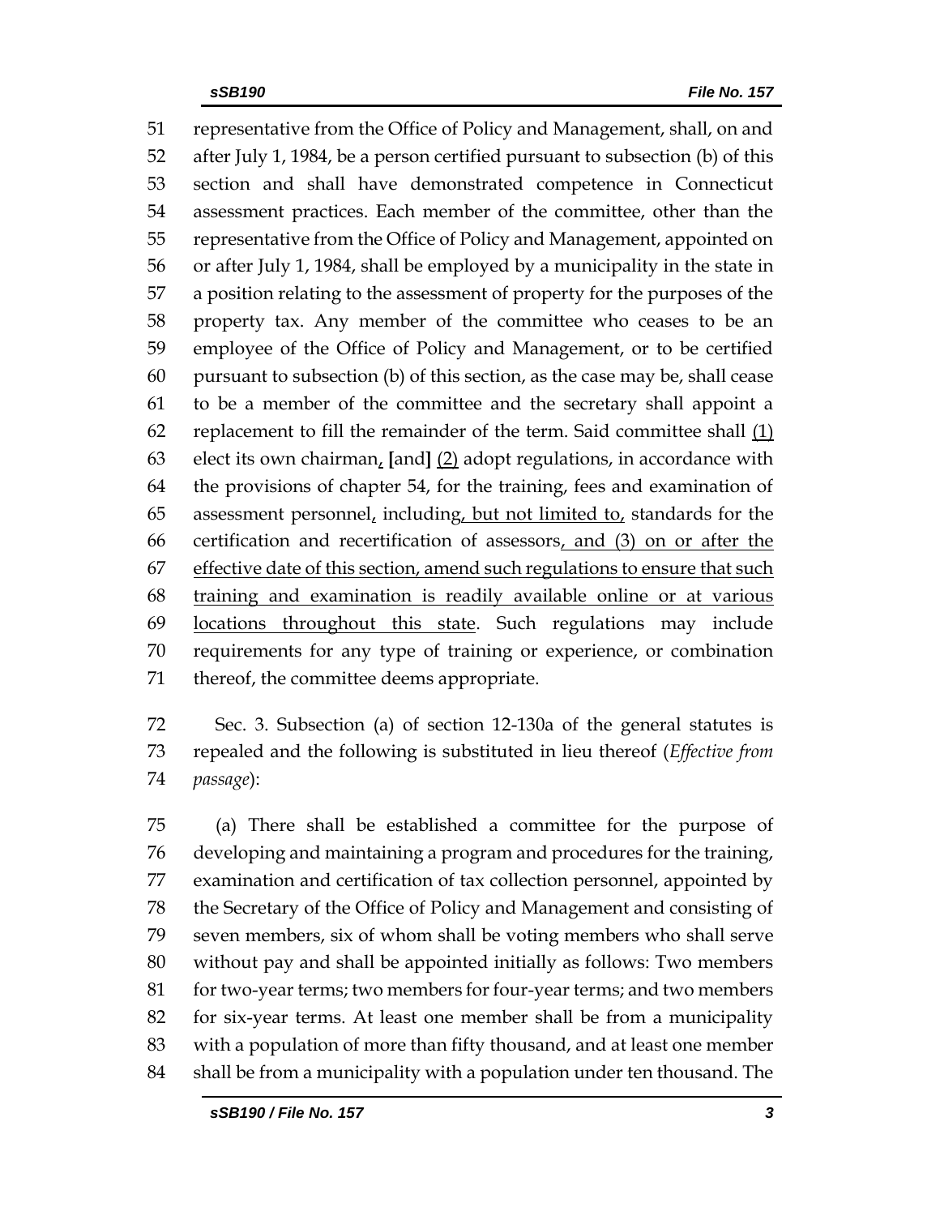representative from the Office of Policy and Management, shall, on and after July 1, 1984, be a person certified pursuant to subsection (b) of this section and shall have demonstrated competence in Connecticut assessment practices. Each member of the committee, other than the representative from the Office of Policy and Management, appointed on or after July 1, 1984, shall be employed by a municipality in the state in a position relating to the assessment of property for the purposes of the property tax. Any member of the committee who ceases to be an employee of the Office of Policy and Management, or to be certified pursuant to subsection (b) of this section, as the case may be, shall cease to be a member of the committee and the secretary shall appoint a replacement to fill the remainder of the term. Said committee shall <u>(1)</u> elect its own chairman<u>,</u> **[**and**]** <u>(2)</u> adopt regulations, in accordance with the provisions of chapter 54, for the training, fees and examination of assessment personnel<u>,</u> including<u>, but not limited to,</u> standards for the certification and recertification of assessors<u>, and (3) on or after the effective date of this section, amend such regulations to ensure that such training and examination is readily available online or at various locations throughout this state</u>. Such regulations may include requirements for any type of training or experience, or combination thereof, the committee deems appropriate.

Sec. 3. Subsection (a) of section 12-130a of the general statutes is repealed and the following is substituted in lieu thereof (*Effective from passage*):

(a) There shall be established a committee for the purpose of developing and maintaining a program and procedures for the training, examination and certification of tax collection personnel, appointed by the Secretary of the Office of Policy and Management and consisting of seven members, six of whom shall be voting members who shall serve without pay and shall be appointed initially as follows: Two members for two-year terms; two members for four-year terms; and two members for six-year terms. At least one member shall be from a municipality with a population of more than fifty thousand, and at least one member shall be from a municipality with a population under ten thousand. The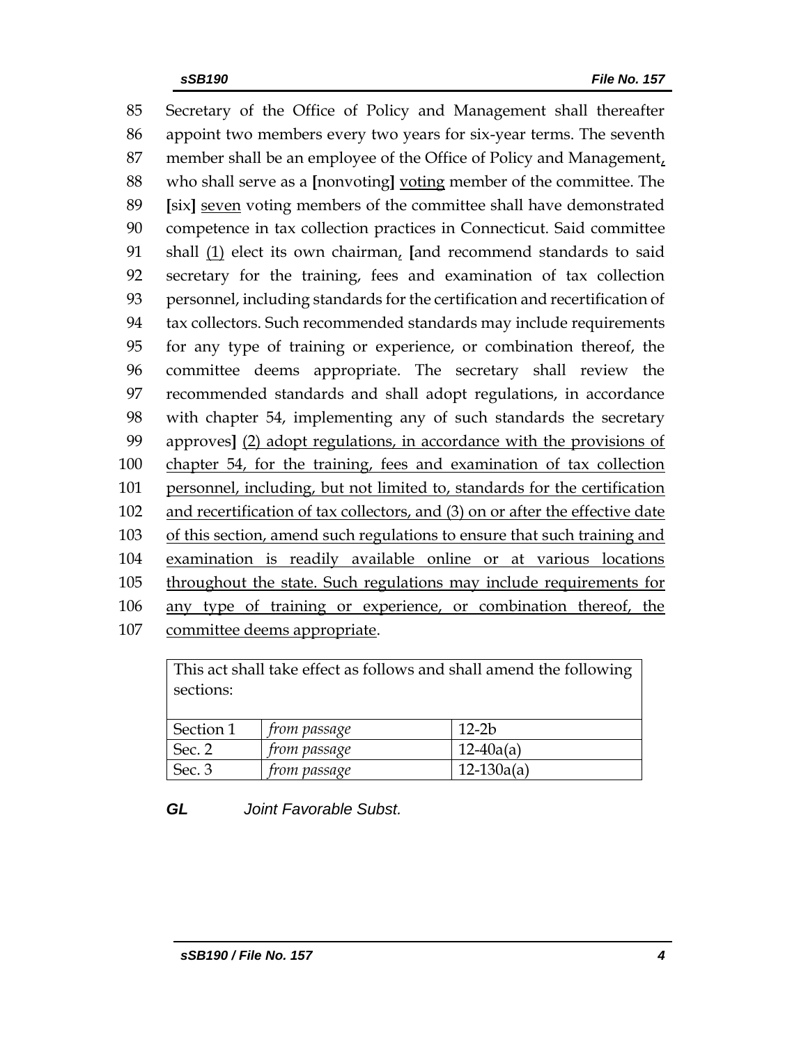Secretary of the Office of Policy and Management shall thereafter appoint two members every two years for six-year terms. The seventh member shall be an employee of the Office of Policy and Management, who shall serve as a [nonvoting] voting member of the committee. The [six] seven voting members of the committee shall have demonstrated competence in tax collection practices in Connecticut. Said committee shall (1) elect its own chairman, [and recommend standards to said secretary for the training, fees and examination of tax collection personnel, including standards for the certification and recertification of tax collectors. Such recommended standards may include requirements for any type of training or experience, or combination thereof, the committee deems appropriate. The secretary shall review the recommended standards and shall adopt regulations, in accordance with chapter 54, implementing any of such standards the secretary approves] (2) adopt regulations, in accordance with the provisions of chapter 54, for the training, fees and examination of tax collection personnel, including, but not limited to, standards for the certification and recertification of tax collectors, and (3) on or after the effective date of this section, amend such regulations to ensure that such training and examination is readily available online or at various locations throughout the state. Such regulations may include requirements for any type of training or experience, or combination thereof, the committee deems appropriate.

| This act shall take effect as follows and shall amend the following sections: | | |
|---|---|---|
| Section 1 | *from passage* | 12-2b |
| Sec. 2 | *from passage* | 12-40a(a) |
| Sec. 3 | *from passage* | 12-130a(a) |

***GL*** *Joint Favorable Subst.*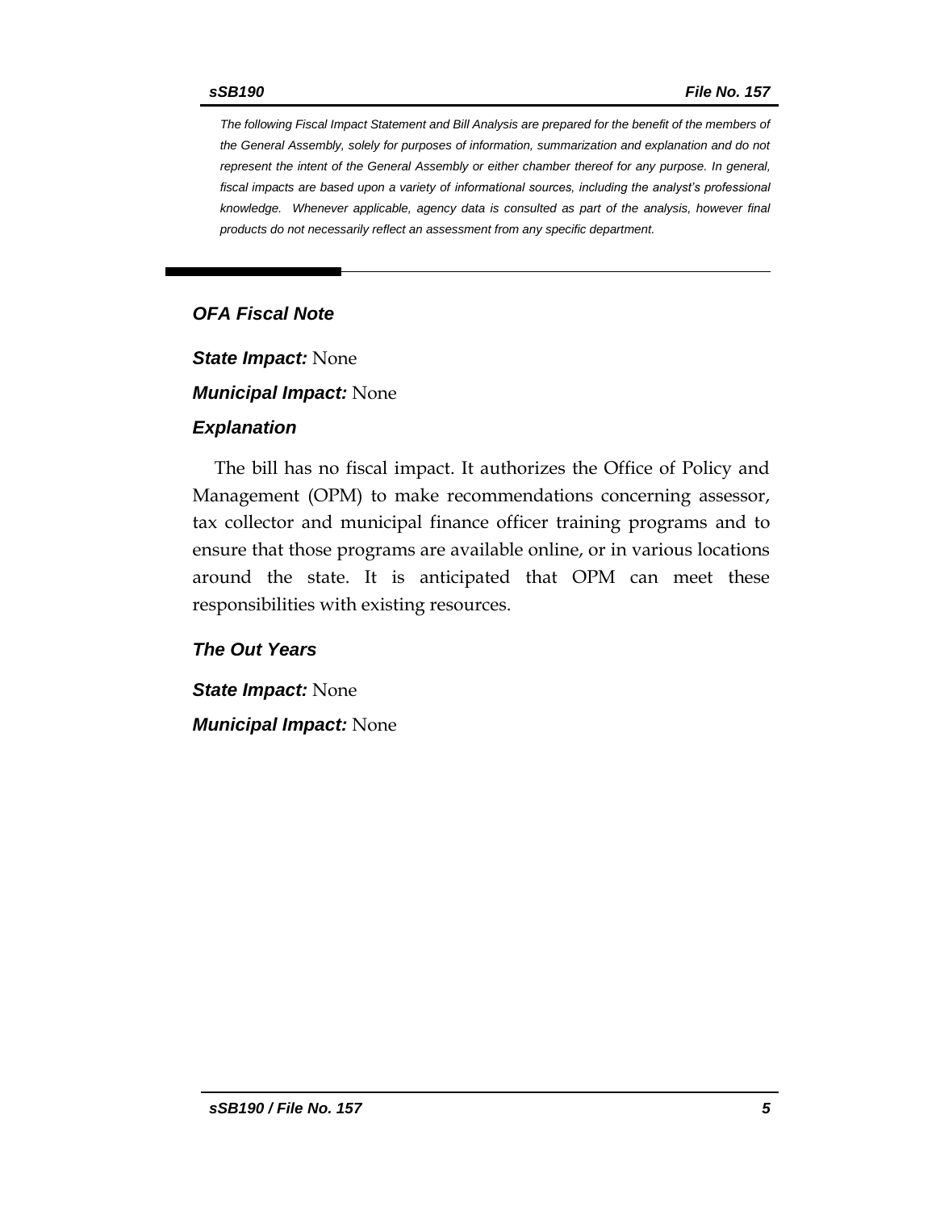*The following Fiscal Impact Statement and Bill Analysis are prepared for the benefit of the members of the General Assembly, solely for purposes of information, summarization and explanation and do not represent the intent of the General Assembly or either chamber thereof for any purpose. In general, fiscal impacts are based upon a variety of informational sources, including the analyst's professional knowledge. Whenever applicable, agency data is consulted as part of the analysis, however final products do not necessarily reflect an assessment from any specific department.*

---

### *OFA Fiscal Note*

***State Impact:*** None

***Municipal Impact:*** None

### *Explanation*

The bill has no fiscal impact. It authorizes the Office of Policy and Management (OPM) to make recommendations concerning assessor, tax collector and municipal finance officer training programs and to ensure that those programs are available online, or in various locations around the state. It is anticipated that OPM can meet these responsibilities with existing resources.

### *The Out Years*

***State Impact:*** None

***Municipal Impact:*** None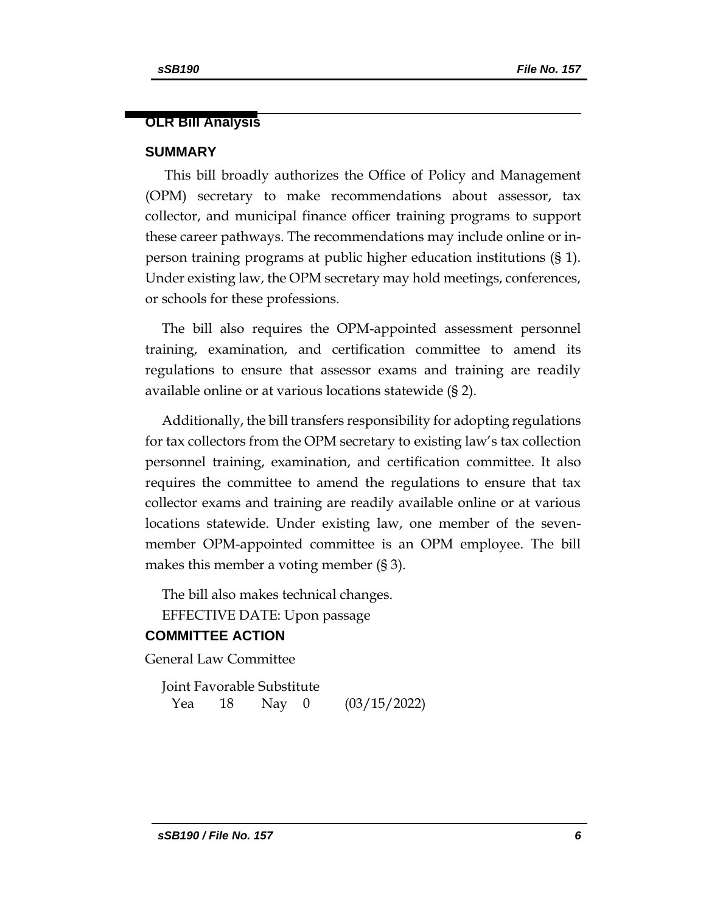## OLR Bill Analysis

### SUMMARY

This bill broadly authorizes the Office of Policy and Management (OPM) secretary to make recommendations about assessor, tax collector, and municipal finance officer training programs to support these career pathways. The recommendations may include online or in-person training programs at public higher education institutions (§ 1). Under existing law, the OPM secretary may hold meetings, conferences, or schools for these professions.

The bill also requires the OPM-appointed assessment personnel training, examination, and certification committee to amend its regulations to ensure that assessor exams and training are readily available online or at various locations statewide (§ 2).

Additionally, the bill transfers responsibility for adopting regulations for tax collectors from the OPM secretary to existing law's tax collection personnel training, examination, and certification committee. It also requires the committee to amend the regulations to ensure that tax collector exams and training are readily available online or at various locations statewide. Under existing law, one member of the seven-member OPM-appointed committee is an OPM employee. The bill makes this member a voting member (§ 3).

The bill also makes technical changes.

EFFECTIVE DATE: Upon passage

### COMMITTEE ACTION

General Law Committee

Joint Favorable Substitute

| | | | | |
|---|---|---|---|---|
| Yea | 18 | Nay | 0 | (03/15/2022) |